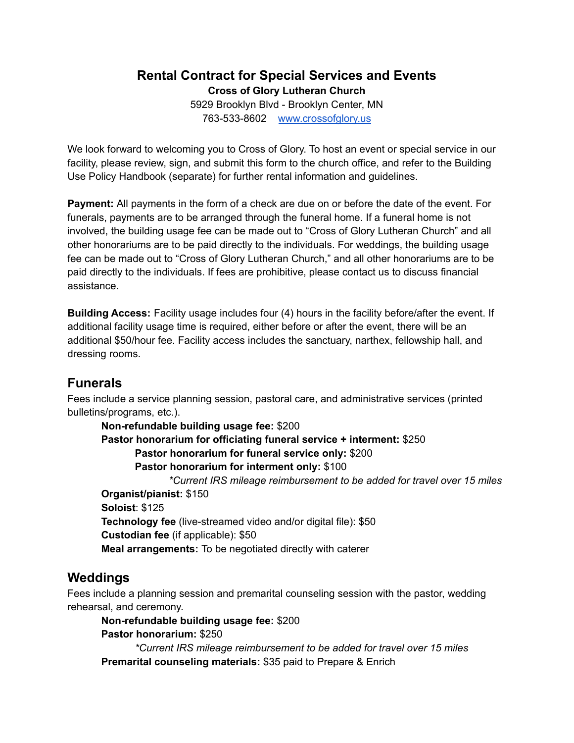# Rental Contract for Special Services and Events

**Cross of Glory Lutheran Church**

5929 Brooklyn Blvd - Brooklyn Center, MN

763-533-8602 [www.crossofglory.us](http://www.crossofglory.us)

We look forward to welcoming you to Cross of Glory. To host an event or special service in our facility, please review, sign, and submit this form to the church office, and refer to the Building Use Policy Handbook (separate) for further rental information and guidelines.

**Payment:** All payments in the form of a check are due on or before the date of the event. For funerals, payments are to be arranged through the funeral home. If a funeral home is not involved, the building usage fee can be made out to "Cross of Glory Lutheran Church" and all other honorariums are to be paid directly to the individuals. For weddings, the building usage fee can be made out to "Cross of Glory Lutheran Church," and all other honorariums are to be paid directly to the individuals. If fees are prohibitive, please contact us to discuss financial assistance.

**Building Access:** Facility usage includes four (4) hours in the facility before/after the event. If additional facility usage time is required, either before or after the event, there will be an additional $50/hour fee. Facility access includes the sanctuary, narthex, fellowship hall, and dressing rooms.

## Funerals

Fees include a service planning session, pastoral care, and administrative services (printed bulletins/programs, etc.).

- **Non-refundable building usage fee:** $200
- **Pastor honorarium for officiating funeral service + interment:** $250
  - **Pastor honorarium for funeral service only:** $200
  - **Pastor honorarium for interment only:** $100
    - *\*Current IRS mileage reimbursement to be added for travel over 15 miles*
- **Organist/pianist:** $150
- **Soloist**: $125
- **Technology fee** (live-streamed video and/or digital file): $50
- **Custodian fee** (if applicable): $50
- **Meal arrangements:** To be negotiated directly with caterer

## Weddings

Fees include a planning session and premarital counseling session with the pastor, wedding rehearsal, and ceremony.

- **Non-refundable building usage fee:** $200
- **Pastor honorarium:** $250
  - *\*Current IRS mileage reimbursement to be added for travel over 15 miles*
- **Premarital counseling materials:** $35 paid to Prepare & Enrich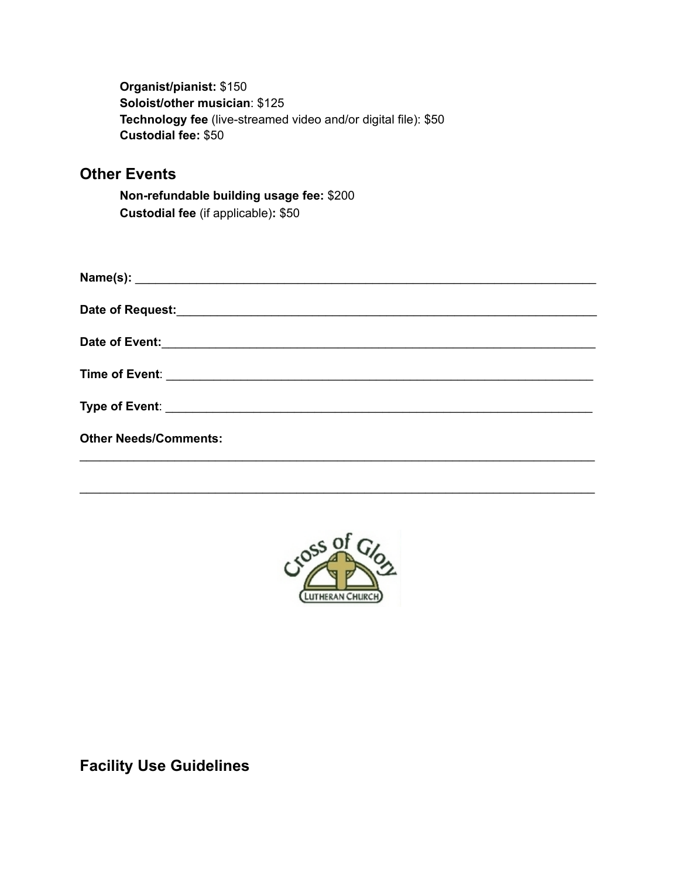**Organist/pianist:** $150
**Soloist/other musician**: $125
**Technology fee** (live-streamed video and/or digital file): $50
**Custodial fee:** $50

## Other Events

**Non-refundable building usage fee:** $200
**Custodial fee** (if applicable)**:** $50

**Name(s):** ______________________________________________________________________

**Date of Request:**_________________________________________________________________

**Date of Event:**___________________________________________________________________

**Time of Event**: __________________________________________________________________

**Type of Event**: __________________________________________________________________

**Other Needs/Comments:**

_______________________________________________________________________________

_______________________________________________________________________________

## Facility Use Guidelines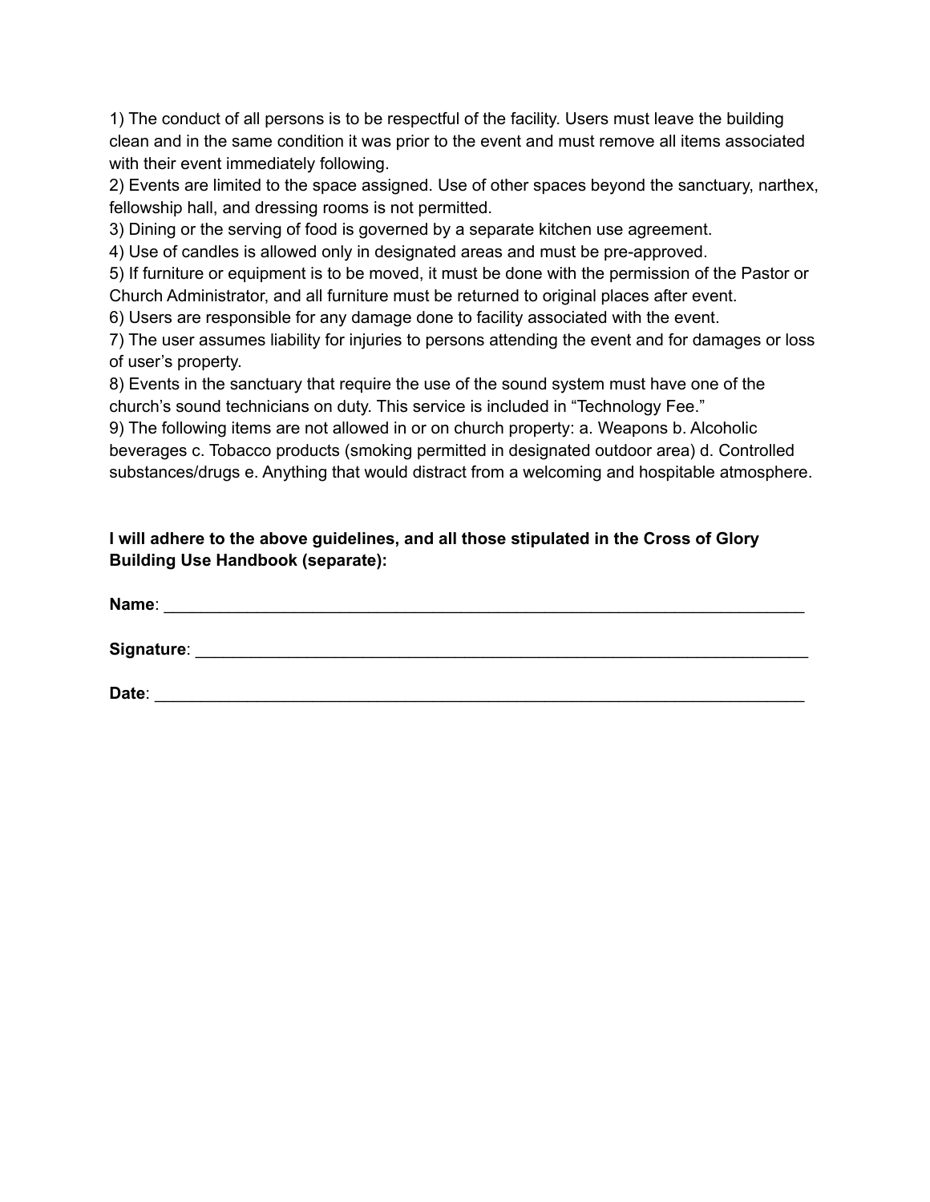1) The conduct of all persons is to be respectful of the facility. Users must leave the building clean and in the same condition it was prior to the event and must remove all items associated with their event immediately following.
2) Events are limited to the space assigned. Use of other spaces beyond the sanctuary, narthex, fellowship hall, and dressing rooms is not permitted.
3) Dining or the serving of food is governed by a separate kitchen use agreement.
4) Use of candles is allowed only in designated areas and must be pre-approved.
5) If furniture or equipment is to be moved, it must be done with the permission of the Pastor or Church Administrator, and all furniture must be returned to original places after event.
6) Users are responsible for any damage done to facility associated with the event.
7) The user assumes liability for injuries to persons attending the event and for damages or loss of user's property.
8) Events in the sanctuary that require the use of the sound system must have one of the church's sound technicians on duty. This service is included in "Technology Fee."
9) The following items are not allowed in or on church property: a. Weapons b. Alcoholic beverages c. Tobacco products (smoking permitted in designated outdoor area) d. Controlled substances/drugs e. Anything that would distract from a welcoming and hospitable atmosphere.

**I will adhere to the above guidelines, and all those stipulated in the Cross of Glory Building Use Handbook (separate):**

**Name**: ______________________________________________________________________

**Signature**: ___________________________________________________________________

**Date**: _______________________________________________________________________